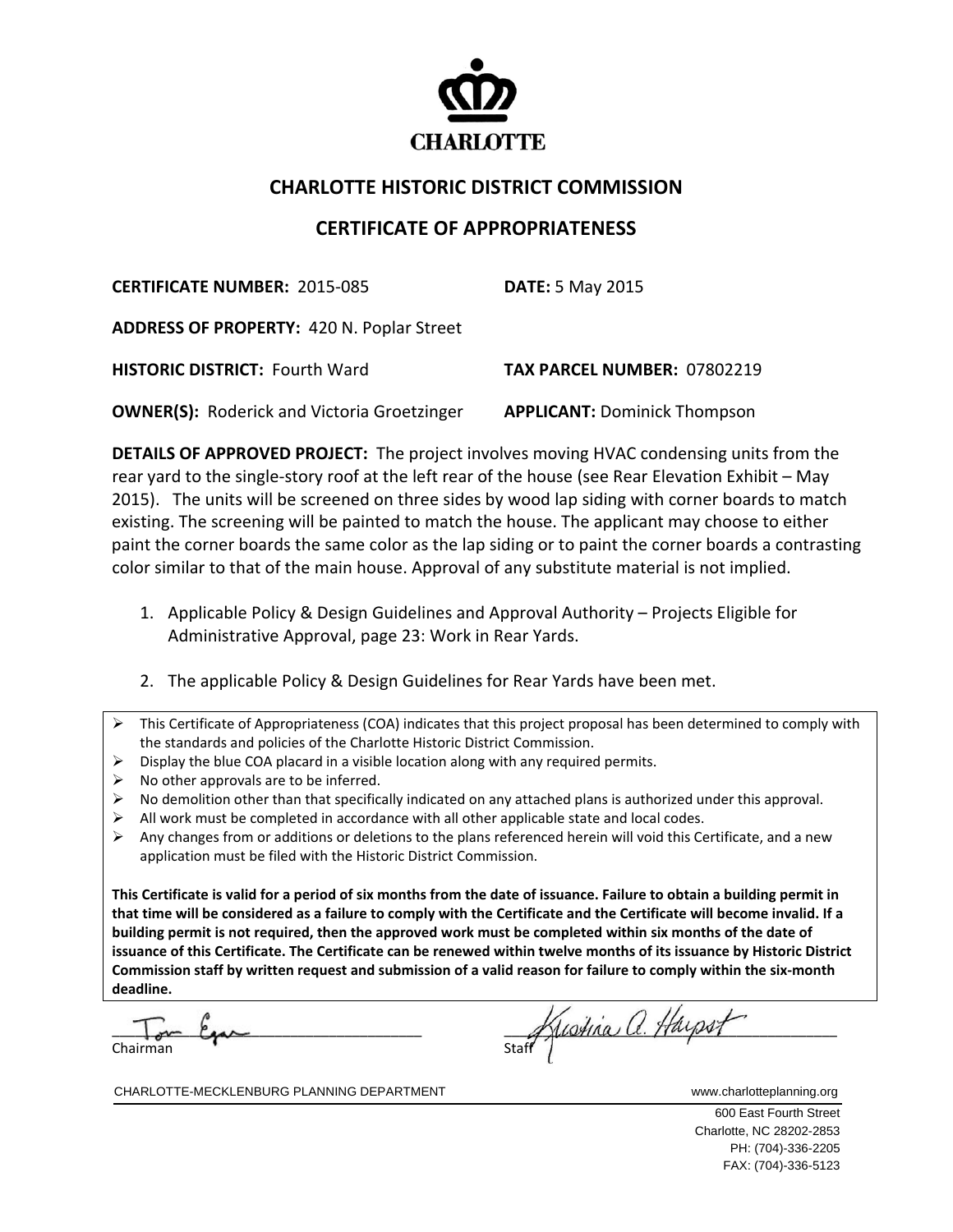CHARLOTTE

# CHARLOTTE HISTORIC DISTRICT COMMISSION

## CERTIFICATE OF APPROPRIATENESS

**CERTIFICATE NUMBER:** 2015-085 **DATE:** 5 May 2015

**ADDRESS OF PROPERTY:** 420 N. Poplar Street

**HISTORIC DISTRICT:** Fourth Ward **TAX PARCEL NUMBER:** 07802219

**OWNER(S):** Roderick and Victoria Groetzinger **APPLICANT:** Dominick Thompson

**DETAILS OF APPROVED PROJECT:** The project involves moving HVAC condensing units from the rear yard to the single-story roof at the left rear of the house (see Rear Elevation Exhibit – May 2015). The units will be screened on three sides by wood lap siding with corner boards to match existing. The screening will be painted to match the house. The applicant may choose to either paint the corner boards the same color as the lap siding or to paint the corner boards a contrasting color similar to that of the main house. Approval of any substitute material is not implied.

1. Applicable Policy & Design Guidelines and Approval Authority – Projects Eligible for Administrative Approval, page 23: Work in Rear Yards.

2. The applicable Policy & Design Guidelines for Rear Yards have been met.

- This Certificate of Appropriateness (COA) indicates that this project proposal has been determined to comply with the standards and policies of the Charlotte Historic District Commission.
- Display the blue COA placard in a visible location along with any required permits.
- No other approvals are to be inferred.
- No demolition other than that specifically indicated on any attached plans is authorized under this approval.
- All work must be completed in accordance with all other applicable state and local codes.
- Any changes from or additions or deletions to the plans referenced herein will void this Certificate, and a new application must be filed with the Historic District Commission.

**This Certificate is valid for a period of six months from the date of issuance. Failure to obtain a building permit in that time will be considered as a failure to comply with the Certificate and the Certificate will become invalid. If a building permit is not required, then the approved work must be completed within six months of the date of issuance of this Certificate. The Certificate can be renewed within twelve months of its issuance by Historic District Commission staff by written request and submission of a valid reason for failure to comply within the six-month deadline.**

Tom Egan
Chairman

Kristina A. Harpst
Staff

CHARLOTTE-MECKLENBURG PLANNING DEPARTMENT www.charlotteplanning.org

600 East Fourth Street
Charlotte, NC 28202-2853
PH: (704)-336-2205
FAX: (704)-336-5123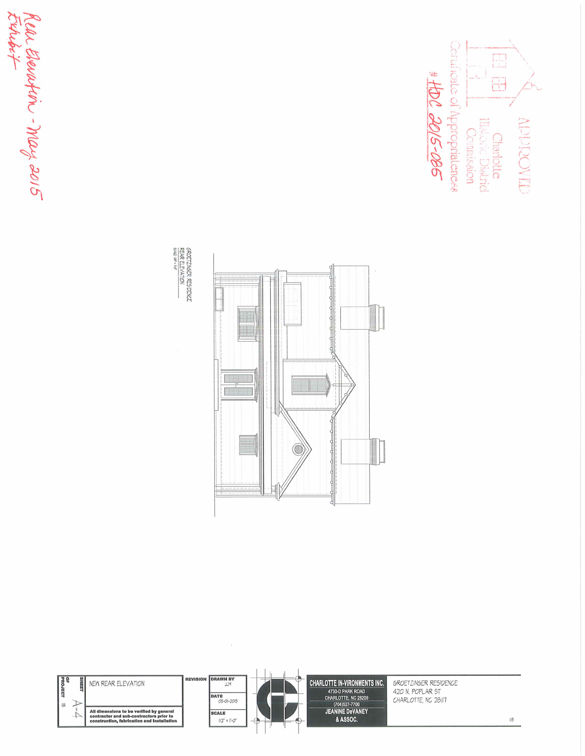Rear Elevation - May 2015 Exhibit

APPROVED
Charlotte Historic District Commission
Certificate of Appropriateness
#HDC 2015-086

GROETZINGER RESIDENCE
REAR ELEVATION
SCALE: 1/4" = 1'-0"

| | | | |
|---|---|---|---|
| SHEET A-4 OF PROJECT 115 | NEW REAR ELEVATION | REVISION | DRAWN BY JJM |
| | All dimensions to be verified by general contractor and sub-contractors prior to construction, fabrication and installation | | DATE 05-01-2015 |
| | | | SCALE 1/2" = 1'-0" |

**CHARLOTTE IN-VIRONMENTS INC.**
4730-D PARK ROAD
CHARLOTTE, NC 28209
(704)527-7700
**JEANINE DeVANEY & ASSOC.**

GROETZINGER RESIDENCE
420 N. POPLAR ST
CHARLOTTE, NC 28117